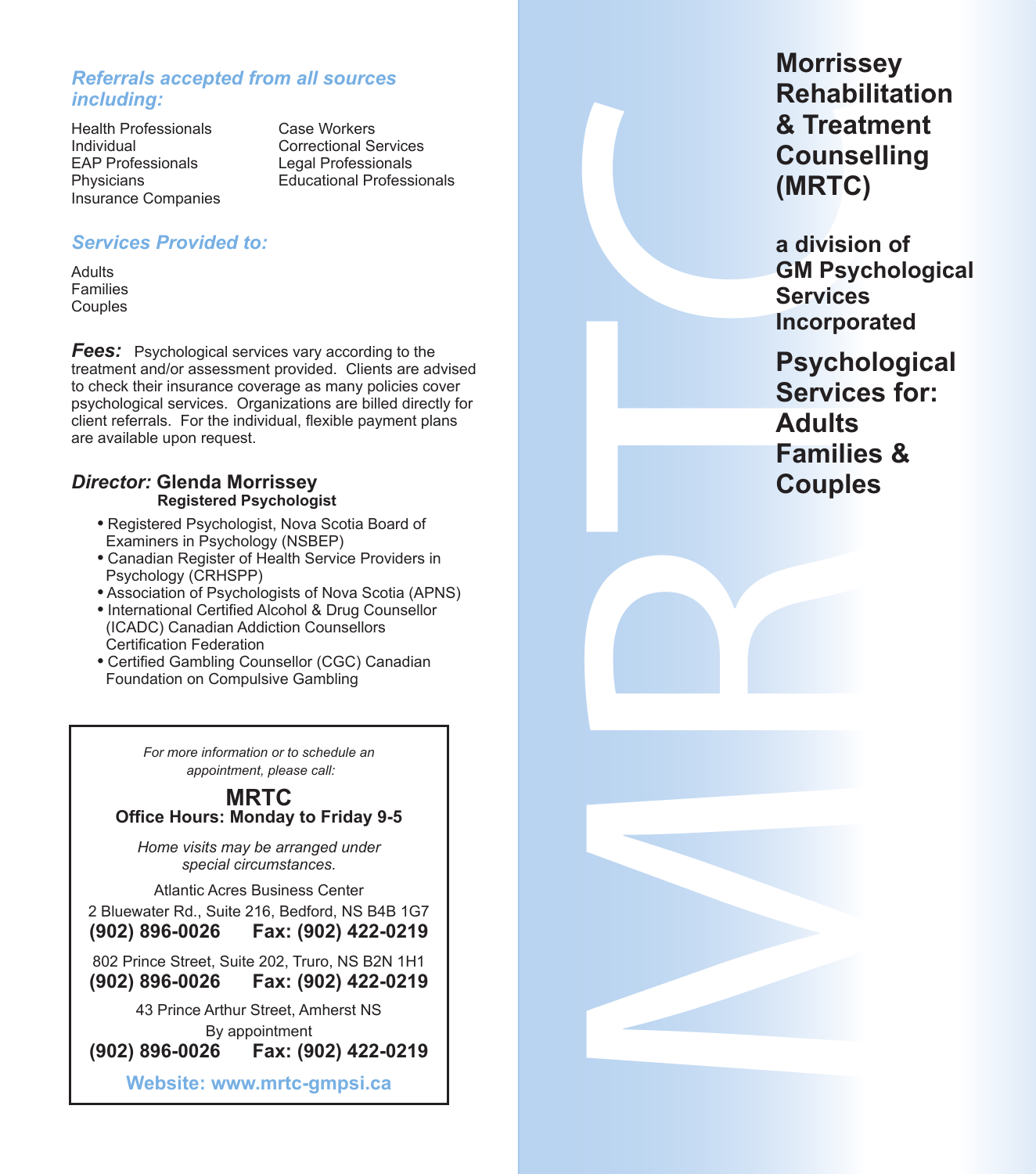# Morrissey Rehabilitation & Treatment Counselling (MRTC)

**a division of GM Psychological Services Incorporated**

## Psychological Services for: Adults Families & Couples

### *Referrals accepted from all sources including:*

- Health Professionals
- Individual
- EAP Professionals
- Physicians
- Insurance Companies
- Case Workers
- Correctional Services
- Legal Professionals
- Educational Professionals

### *Services Provided to:*

- Adults
- Families
- Couples

***Fees:*** Psychological services vary according to the treatment and/or assessment provided. Clients are advised to check their insurance coverage as many policies cover psychological services. Organizations are billed directly for client referrals. For the individual, flexible payment plans are available upon request.

***Director:*** **Glenda Morrissey**
**Registered Psychologist**

- Registered Psychologist, Nova Scotia Board of Examiners in Psychology (NSBEP)
- Canadian Register of Health Service Providers in Psychology (CRHSPP)
- Association of Psychologists of Nova Scotia (APNS)
- International Certified Alcohol & Drug Counsellor (ICADC) Canadian Addiction Counsellors Certification Federation
- Certified Gambling Counsellor (CGC) Canadian Foundation on Compulsive Gambling

*For more information or to schedule an appointment, please call:*

**MRTC**
**Office Hours: Monday to Friday 9-5**

*Home visits may be arranged under special circumstances.*

Atlantic Acres Business Center
2 Bluewater Rd., Suite 216, Bedford, NS B4B 1G7
**(902) 896-0026 Fax: (902) 422-0219**

802 Prince Street, Suite 202, Truro, NS B2N 1H1
**(902) 896-0026 Fax: (902) 422-0219**

43 Prince Arthur Street, Amherst NS
By appointment
**(902) 896-0026 Fax: (902) 422-0219**

**Website: www.mrtc-gmpsi.ca**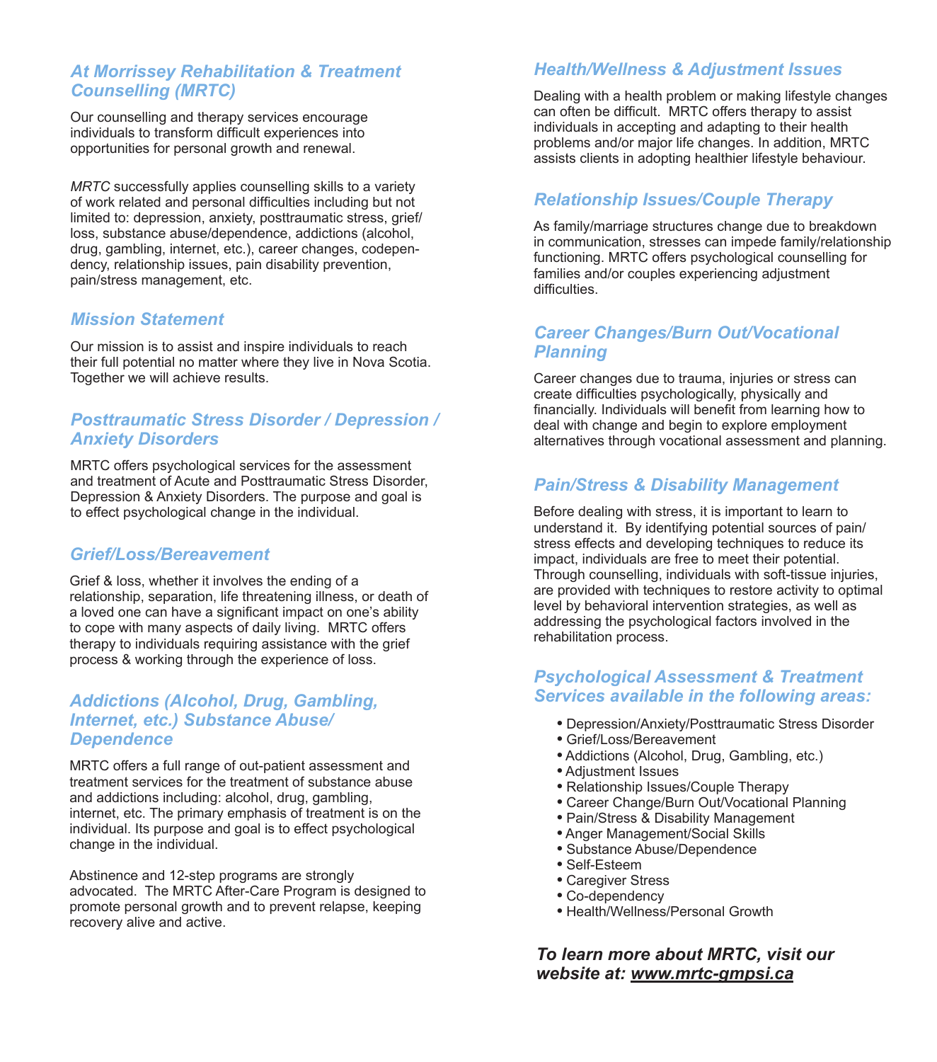## *At Morrissey Rehabilitation & Treatment Counselling (MRTC)*

Our counselling and therapy services encourage individuals to transform difficult experiences into opportunities for personal growth and renewal.

*MRTC* successfully applies counselling skills to a variety of work related and personal difficulties including but not limited to: depression, anxiety, posttraumatic stress, grief/loss, substance abuse/dependence, addictions (alcohol, drug, gambling, internet, etc.), career changes, codependency, relationship issues, pain disability prevention, pain/stress management, etc.

## *Mission Statement*

Our mission is to assist and inspire individuals to reach their full potential no matter where they live in Nova Scotia. Together we will achieve results.

## *Posttraumatic Stress Disorder / Depression / Anxiety Disorders*

MRTC offers psychological services for the assessment and treatment of Acute and Posttraumatic Stress Disorder, Depression & Anxiety Disorders. The purpose and goal is to effect psychological change in the individual.

## *Grief/Loss/Bereavement*

Grief & loss, whether it involves the ending of a relationship, separation, life threatening illness, or death of a loved one can have a significant impact on one's ability to cope with many aspects of daily living. MRTC offers therapy to individuals requiring assistance with the grief process & working through the experience of loss.

## *Addictions (Alcohol, Drug, Gambling, Internet, etc.) Substance Abuse/ Dependence*

MRTC offers a full range of out-patient assessment and treatment services for the treatment of substance abuse and addictions including: alcohol, drug, gambling, internet, etc. The primary emphasis of treatment is on the individual. Its purpose and goal is to effect psychological change in the individual.

Abstinence and 12-step programs are strongly advocated. The MRTC After-Care Program is designed to promote personal growth and to prevent relapse, keeping recovery alive and active.

## *Health/Wellness & Adjustment Issues*

Dealing with a health problem or making lifestyle changes can often be difficult. MRTC offers therapy to assist individuals in accepting and adapting to their health problems and/or major life changes. In addition, MRTC assists clients in adopting healthier lifestyle behaviour.

## *Relationship Issues/Couple Therapy*

As family/marriage structures change due to breakdown in communication, stresses can impede family/relationship functioning. MRTC offers psychological counselling for families and/or couples experiencing adjustment difficulties.

## *Career Changes/Burn Out/Vocational Planning*

Career changes due to trauma, injuries or stress can create difficulties psychologically, physically and financially. Individuals will benefit from learning how to deal with change and begin to explore employment alternatives through vocational assessment and planning.

## *Pain/Stress & Disability Management*

Before dealing with stress, it is important to learn to understand it. By identifying potential sources of pain/stress effects and developing techniques to reduce its impact, individuals are free to meet their potential. Through counselling, individuals with soft-tissue injuries, are provided with techniques to restore activity to optimal level by behavioral intervention strategies, as well as addressing the psychological factors involved in the rehabilitation process.

## *Psychological Assessment & Treatment Services available in the following areas:*

- Depression/Anxiety/Posttraumatic Stress Disorder
- Grief/Loss/Bereavement
- Addictions (Alcohol, Drug, Gambling, etc.)
- Adjustment Issues
- Relationship Issues/Couple Therapy
- Career Change/Burn Out/Vocational Planning
- Pain/Stress & Disability Management
- Anger Management/Social Skills
- Substance Abuse/Dependence
- Self-Esteem
- Caregiver Stress
- Co-dependency
- Health/Wellness/Personal Growth

***To learn more about MRTC, visit our website at: www.mrtc-gmpsi.ca***